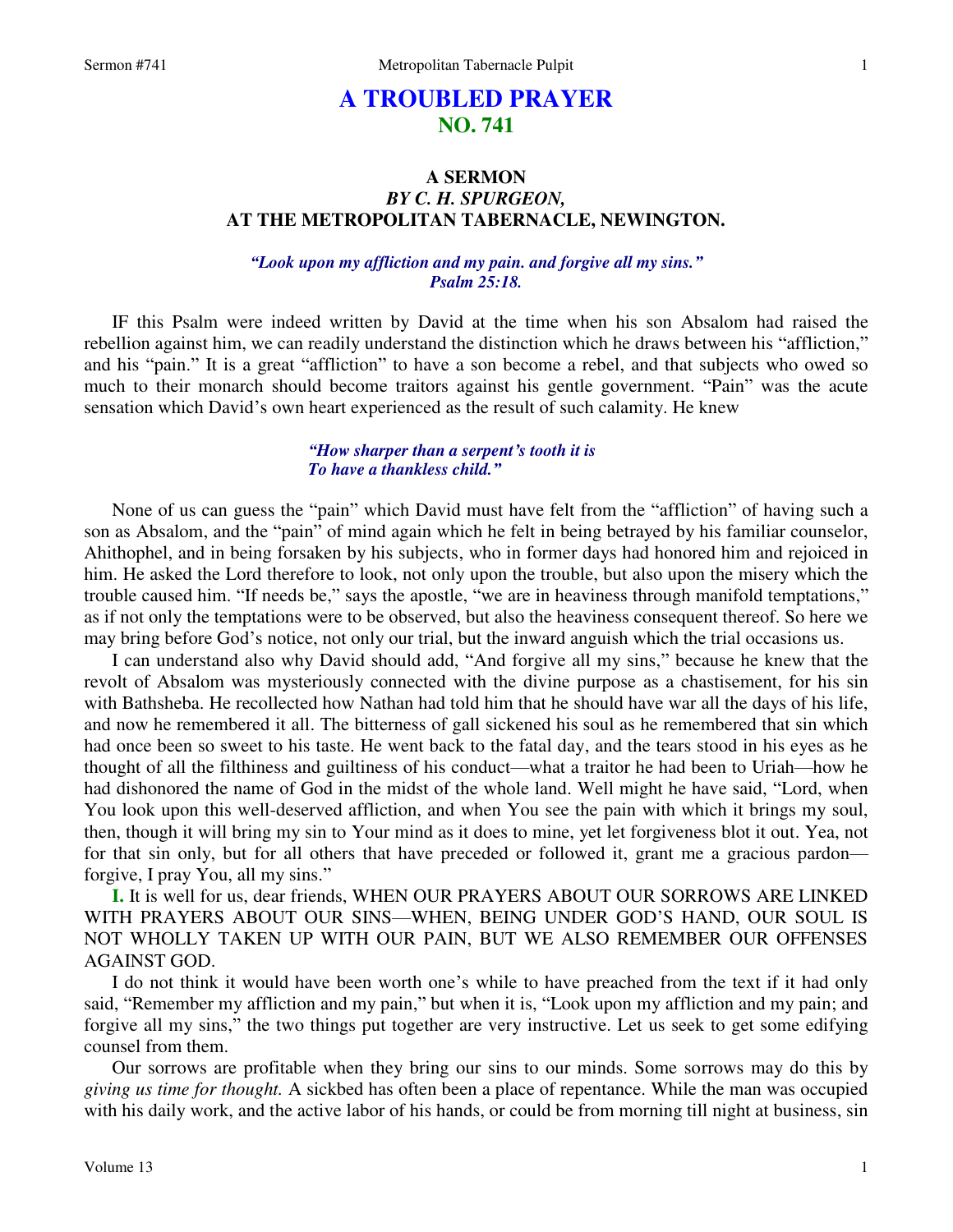# A TROUBLED PRAYER
## NO. 741

### A SERMON
### *BY C. H. SPURGEON,*
### AT THE METROPOLITAN TABERNACLE, NEWINGTON.

*"Look upon my affliction and my pain. and forgive all my sins."*
*Psalm 25:18.*

IF this Psalm were indeed written by David at the time when his son Absalom had raised the rebellion against him, we can readily understand the distinction which he draws between his "affliction," and his "pain." It is a great "affliction" to have a son become a rebel, and that subjects who owed so much to their monarch should become traitors against his gentle government. "Pain" was the acute sensation which David's own heart experienced as the result of such calamity. He knew

*"How sharper than a serpent's tooth it is*
*To have a thankless child."*

None of us can guess the "pain" which David must have felt from the "affliction" of having such a son as Absalom, and the "pain" of mind again which he felt in being betrayed by his familiar counselor, Ahithophel, and in being forsaken by his subjects, who in former days had honored him and rejoiced in him. He asked the Lord therefore to look, not only upon the trouble, but also upon the misery which the trouble caused him. "If needs be," says the apostle, "we are in heaviness through manifold temptations," as if not only the temptations were to be observed, but also the heaviness consequent thereof. So here we may bring before God's notice, not only our trial, but the inward anguish which the trial occasions us.

I can understand also why David should add, "And forgive all my sins," because he knew that the revolt of Absalom was mysteriously connected with the divine purpose as a chastisement, for his sin with Bathsheba. He recollected how Nathan had told him that he should have war all the days of his life, and now he remembered it all. The bitterness of gall sickened his soul as he remembered that sin which had once been so sweet to his taste. He went back to the fatal day, and the tears stood in his eyes as he thought of all the filthiness and guiltiness of his conduct—what a traitor he had been to Uriah—how he had dishonored the name of God in the midst of the whole land. Well might he have said, "Lord, when You look upon this well-deserved affliction, and when You see the pain with which it brings my soul, then, though it will bring my sin to Your mind as it does to mine, yet let forgiveness blot it out. Yea, not for that sin only, but for all others that have preceded or followed it, grant me a gracious pardon—forgive, I pray You, all my sins."

**I.** It is well for us, dear friends, WHEN OUR PRAYERS ABOUT OUR SORROWS ARE LINKED WITH PRAYERS ABOUT OUR SINS—WHEN, BEING UNDER GOD'S HAND, OUR SOUL IS NOT WHOLLY TAKEN UP WITH OUR PAIN, BUT WE ALSO REMEMBER OUR OFFENSES AGAINST GOD.

I do not think it would have been worth one's while to have preached from the text if it had only said, "Remember my affliction and my pain," but when it is, "Look upon my affliction and my pain; and forgive all my sins," the two things put together are very instructive. Let us seek to get some edifying counsel from them.

Our sorrows are profitable when they bring our sins to our minds. Some sorrows may do this by *giving us time for thought.* A sickbed has often been a place of repentance. While the man was occupied with his daily work, and the active labor of his hands, or could be from morning till night at business, sin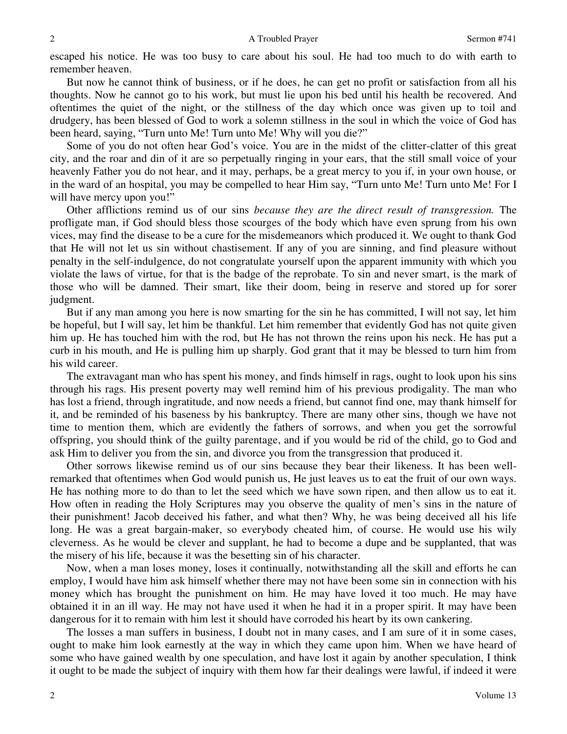escaped his notice. He was too busy to care about his soul. He had too much to do with earth to remember heaven.

But now he cannot think of business, or if he does, he can get no profit or satisfaction from all his thoughts. Now he cannot go to his work, but must lie upon his bed until his health be recovered. And oftentimes the quiet of the night, or the stillness of the day which once was given up to toil and drudgery, has been blessed of God to work a solemn stillness in the soul in which the voice of God has been heard, saying, "Turn unto Me! Turn unto Me! Why will you die?"

Some of you do not often hear God's voice. You are in the midst of the clitter-clatter of this great city, and the roar and din of it are so perpetually ringing in your ears, that the still small voice of your heavenly Father you do not hear, and it may, perhaps, be a great mercy to you if, in your own house, or in the ward of an hospital, you may be compelled to hear Him say, "Turn unto Me! Turn unto Me! For I will have mercy upon you!"

Other afflictions remind us of our sins *because they are the direct result of transgression.* The profligate man, if God should bless those scourges of the body which have even sprung from his own vices, may find the disease to be a cure for the misdemeanors which produced it. We ought to thank God that He will not let us sin without chastisement. If any of you are sinning, and find pleasure without penalty in the self-indulgence, do not congratulate yourself upon the apparent immunity with which you violate the laws of virtue, for that is the badge of the reprobate. To sin and never smart, is the mark of those who will be damned. Their smart, like their doom, being in reserve and stored up for sorer judgment.

But if any man among you here is now smarting for the sin he has committed, I will not say, let him be hopeful, but I will say, let him be thankful. Let him remember that evidently God has not quite given him up. He has touched him with the rod, but He has not thrown the reins upon his neck. He has put a curb in his mouth, and He is pulling him up sharply. God grant that it may be blessed to turn him from his wild career.

The extravagant man who has spent his money, and finds himself in rags, ought to look upon his sins through his rags. His present poverty may well remind him of his previous prodigality. The man who has lost a friend, through ingratitude, and now needs a friend, but cannot find one, may thank himself for it, and be reminded of his baseness by his bankruptcy. There are many other sins, though we have not time to mention them, which are evidently the fathers of sorrows, and when you get the sorrowful offspring, you should think of the guilty parentage, and if you would be rid of the child, go to God and ask Him to deliver you from the sin, and divorce you from the transgression that produced it.

Other sorrows likewise remind us of our sins because they bear their likeness. It has been well-remarked that oftentimes when God would punish us, He just leaves us to eat the fruit of our own ways. He has nothing more to do than to let the seed which we have sown ripen, and then allow us to eat it. How often in reading the Holy Scriptures may you observe the quality of men's sins in the nature of their punishment! Jacob deceived his father, and what then? Why, he was being deceived all his life long. He was a great bargain-maker, so everybody cheated him, of course. He would use his wily cleverness. As he would be clever and supplant, he had to become a dupe and be supplanted, that was the misery of his life, because it was the besetting sin of his character.

Now, when a man loses money, loses it continually, notwithstanding all the skill and efforts he can employ, I would have him ask himself whether there may not have been some sin in connection with his money which has brought the punishment on him. He may have loved it too much. He may have obtained it in an ill way. He may not have used it when he had it in a proper spirit. It may have been dangerous for it to remain with him lest it should have corroded his heart by its own cankering.

The losses a man suffers in business, I doubt not in many cases, and I am sure of it in some cases, ought to make him look earnestly at the way in which they came upon him. When we have heard of some who have gained wealth by one speculation, and have lost it again by another speculation, I think it ought to be made the subject of inquiry with them how far their dealings were lawful, if indeed it were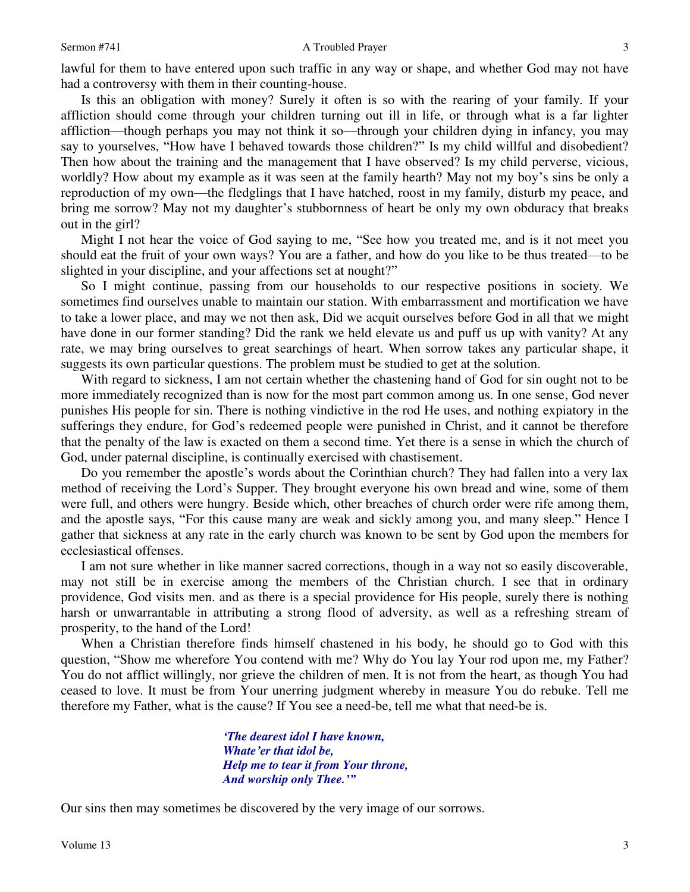lawful for them to have entered upon such traffic in any way or shape, and whether God may not have had a controversy with them in their counting-house.

Is this an obligation with money? Surely it often is so with the rearing of your family. If your affliction should come through your children turning out ill in life, or through what is a far lighter affliction—though perhaps you may not think it so—through your children dying in infancy, you may say to yourselves, "How have I behaved towards those children?" Is my child willful and disobedient? Then how about the training and the management that I have observed? Is my child perverse, vicious, worldly? How about my example as it was seen at the family hearth? May not my boy's sins be only a reproduction of my own—the fledglings that I have hatched, roost in my family, disturb my peace, and bring me sorrow? May not my daughter's stubbornness of heart be only my own obduracy that breaks out in the girl?

Might I not hear the voice of God saying to me, "See how you treated me, and is it not meet you should eat the fruit of your own ways? You are a father, and how do you like to be thus treated—to be slighted in your discipline, and your affections set at nought?"

So I might continue, passing from our households to our respective positions in society. We sometimes find ourselves unable to maintain our station. With embarrassment and mortification we have to take a lower place, and may we not then ask, Did we acquit ourselves before God in all that we might have done in our former standing? Did the rank we held elevate us and puff us up with vanity? At any rate, we may bring ourselves to great searchings of heart. When sorrow takes any particular shape, it suggests its own particular questions. The problem must be studied to get at the solution.

With regard to sickness, I am not certain whether the chastening hand of God for sin ought not to be more immediately recognized than is now for the most part common among us. In one sense, God never punishes His people for sin. There is nothing vindictive in the rod He uses, and nothing expiatory in the sufferings they endure, for God's redeemed people were punished in Christ, and it cannot be therefore that the penalty of the law is exacted on them a second time. Yet there is a sense in which the church of God, under paternal discipline, is continually exercised with chastisement.

Do you remember the apostle's words about the Corinthian church? They had fallen into a very lax method of receiving the Lord's Supper. They brought everyone his own bread and wine, some of them were full, and others were hungry. Beside which, other breaches of church order were rife among them, and the apostle says, "For this cause many are weak and sickly among you, and many sleep." Hence I gather that sickness at any rate in the early church was known to be sent by God upon the members for ecclesiastical offenses.

I am not sure whether in like manner sacred corrections, though in a way not so easily discoverable, may not still be in exercise among the members of the Christian church. I see that in ordinary providence, God visits men. and as there is a special providence for His people, surely there is nothing harsh or unwarrantable in attributing a strong flood of adversity, as well as a refreshing stream of prosperity, to the hand of the Lord!

When a Christian therefore finds himself chastened in his body, he should go to God with this question, "Show me wherefore You contend with me? Why do You lay Your rod upon me, my Father? You do not afflict willingly, nor grieve the children of men. It is not from the heart, as though You had ceased to love. It must be from Your unerring judgment whereby in measure You do rebuke. Tell me therefore my Father, what is the cause? If You see a need-be, tell me what that need-be is.

> *'The dearest idol I have known,*
> *Whate'er that idol be,*
> *Help me to tear it from Your throne,*
> *And worship only Thee.'"*

Our sins then may sometimes be discovered by the very image of our sorrows.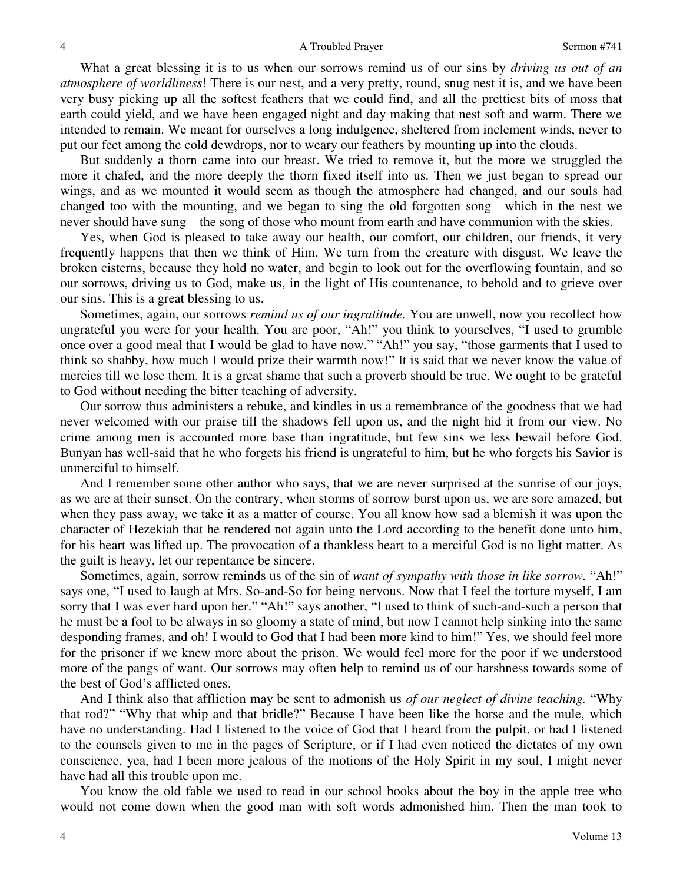What a great blessing it is to us when our sorrows remind us of our sins by *driving us out of an atmosphere of worldliness*! There is our nest, and a very pretty, round, snug nest it is, and we have been very busy picking up all the softest feathers that we could find, and all the prettiest bits of moss that earth could yield, and we have been engaged night and day making that nest soft and warm. There we intended to remain. We meant for ourselves a long indulgence, sheltered from inclement winds, never to put our feet among the cold dewdrops, nor to weary our feathers by mounting up into the clouds.

But suddenly a thorn came into our breast. We tried to remove it, but the more we struggled the more it chafed, and the more deeply the thorn fixed itself into us. Then we just began to spread our wings, and as we mounted it would seem as though the atmosphere had changed, and our souls had changed too with the mounting, and we began to sing the old forgotten song—which in the nest we never should have sung—the song of those who mount from earth and have communion with the skies.

Yes, when God is pleased to take away our health, our comfort, our children, our friends, it very frequently happens that then we think of Him. We turn from the creature with disgust. We leave the broken cisterns, because they hold no water, and begin to look out for the overflowing fountain, and so our sorrows, driving us to God, make us, in the light of His countenance, to behold and to grieve over our sins. This is a great blessing to us.

Sometimes, again, our sorrows *remind us of our ingratitude.* You are unwell, now you recollect how ungrateful you were for your health. You are poor, "Ah!" you think to yourselves, "I used to grumble once over a good meal that I would be glad to have now." "Ah!" you say, "those garments that I used to think so shabby, how much I would prize their warmth now!" It is said that we never know the value of mercies till we lose them. It is a great shame that such a proverb should be true. We ought to be grateful to God without needing the bitter teaching of adversity.

Our sorrow thus administers a rebuke, and kindles in us a remembrance of the goodness that we had never welcomed with our praise till the shadows fell upon us, and the night hid it from our view. No crime among men is accounted more base than ingratitude, but few sins we less bewail before God. Bunyan has well-said that he who forgets his friend is ungrateful to him, but he who forgets his Savior is unmerciful to himself.

And I remember some other author who says, that we are never surprised at the sunrise of our joys, as we are at their sunset. On the contrary, when storms of sorrow burst upon us, we are sore amazed, but when they pass away, we take it as a matter of course. You all know how sad a blemish it was upon the character of Hezekiah that he rendered not again unto the Lord according to the benefit done unto him, for his heart was lifted up. The provocation of a thankless heart to a merciful God is no light matter. As the guilt is heavy, let our repentance be sincere.

Sometimes, again, sorrow reminds us of the sin of *want of sympathy with those in like sorrow.* "Ah!" says one, "I used to laugh at Mrs. So-and-So for being nervous. Now that I feel the torture myself, I am sorry that I was ever hard upon her." "Ah!" says another, "I used to think of such-and-such a person that he must be a fool to be always in so gloomy a state of mind, but now I cannot help sinking into the same desponding frames, and oh! I would to God that I had been more kind to him!" Yes, we should feel more for the prisoner if we knew more about the prison. We would feel more for the poor if we understood more of the pangs of want. Our sorrows may often help to remind us of our harshness towards some of the best of God's afflicted ones.

And I think also that affliction may be sent to admonish us *of our neglect of divine teaching.* "Why that rod?" "Why that whip and that bridle?" Because I have been like the horse and the mule, which have no understanding. Had I listened to the voice of God that I heard from the pulpit, or had I listened to the counsels given to me in the pages of Scripture, or if I had even noticed the dictates of my own conscience, yea, had I been more jealous of the motions of the Holy Spirit in my soul, I might never have had all this trouble upon me.

You know the old fable we used to read in our school books about the boy in the apple tree who would not come down when the good man with soft words admonished him. Then the man took to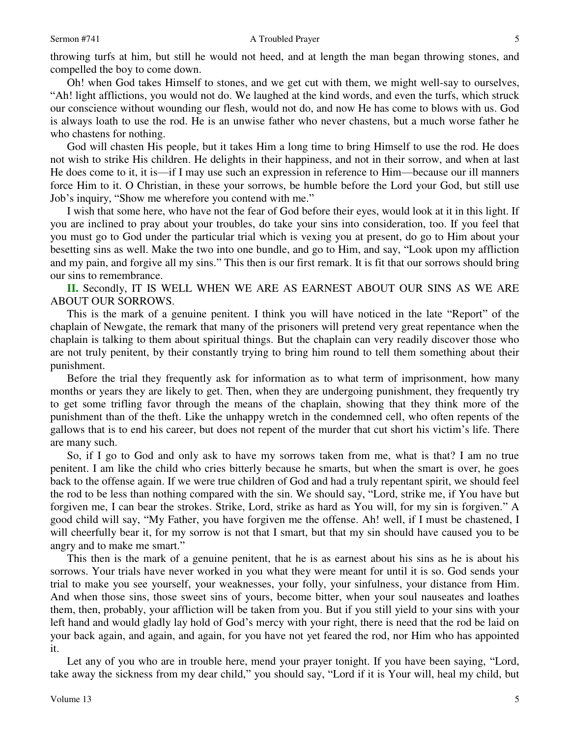throwing turfs at him, but still he would not heed, and at length the man began throwing stones, and compelled the boy to come down.

Oh! when God takes Himself to stones, and we get cut with them, we might well-say to ourselves, "Ah! light afflictions, you would not do. We laughed at the kind words, and even the turfs, which struck our conscience without wounding our flesh, would not do, and now He has come to blows with us. God is always loath to use the rod. He is an unwise father who never chastens, but a much worse father he who chastens for nothing.

God will chasten His people, but it takes Him a long time to bring Himself to use the rod. He does not wish to strike His children. He delights in their happiness, and not in their sorrow, and when at last He does come to it, it is—if I may use such an expression in reference to Him—because our ill manners force Him to it. O Christian, in these your sorrows, be humble before the Lord your God, but still use Job's inquiry, "Show me wherefore you contend with me."

I wish that some here, who have not the fear of God before their eyes, would look at it in this light. If you are inclined to pray about your troubles, do take your sins into consideration, too. If you feel that you must go to God under the particular trial which is vexing you at present, do go to Him about your besetting sins as well. Make the two into one bundle, and go to Him, and say, "Look upon my affliction and my pain, and forgive all my sins." This then is our first remark. It is fit that our sorrows should bring our sins to remembrance.

**II.** Secondly, IT IS WELL WHEN WE ARE AS EARNEST ABOUT OUR SINS AS WE ARE ABOUT OUR SORROWS.

This is the mark of a genuine penitent. I think you will have noticed in the late "Report" of the chaplain of Newgate, the remark that many of the prisoners will pretend very great repentance when the chaplain is talking to them about spiritual things. But the chaplain can very readily discover those who are not truly penitent, by their constantly trying to bring him round to tell them something about their punishment.

Before the trial they frequently ask for information as to what term of imprisonment, how many months or years they are likely to get. Then, when they are undergoing punishment, they frequently try to get some trifling favor through the means of the chaplain, showing that they think more of the punishment than of the theft. Like the unhappy wretch in the condemned cell, who often repents of the gallows that is to end his career, but does not repent of the murder that cut short his victim's life. There are many such.

So, if I go to God and only ask to have my sorrows taken from me, what is that? I am no true penitent. I am like the child who cries bitterly because he smarts, but when the smart is over, he goes back to the offense again. If we were true children of God and had a truly repentant spirit, we should feel the rod to be less than nothing compared with the sin. We should say, "Lord, strike me, if You have but forgiven me, I can bear the strokes. Strike, Lord, strike as hard as You will, for my sin is forgiven." A good child will say, "My Father, you have forgiven me the offense. Ah! well, if I must be chastened, I will cheerfully bear it, for my sorrow is not that I smart, but that my sin should have caused you to be angry and to make me smart."

This then is the mark of a genuine penitent, that he is as earnest about his sins as he is about his sorrows. Your trials have never worked in you what they were meant for until it is so. God sends your trial to make you see yourself, your weaknesses, your folly, your sinfulness, your distance from Him. And when those sins, those sweet sins of yours, become bitter, when your soul nauseates and loathes them, then, probably, your affliction will be taken from you. But if you still yield to your sins with your left hand and would gladly lay hold of God's mercy with your right, there is need that the rod be laid on your back again, and again, and again, for you have not yet feared the rod, nor Him who has appointed it.

Let any of you who are in trouble here, mend your prayer tonight. If you have been saying, "Lord, take away the sickness from my dear child," you should say, "Lord if it is Your will, heal my child, but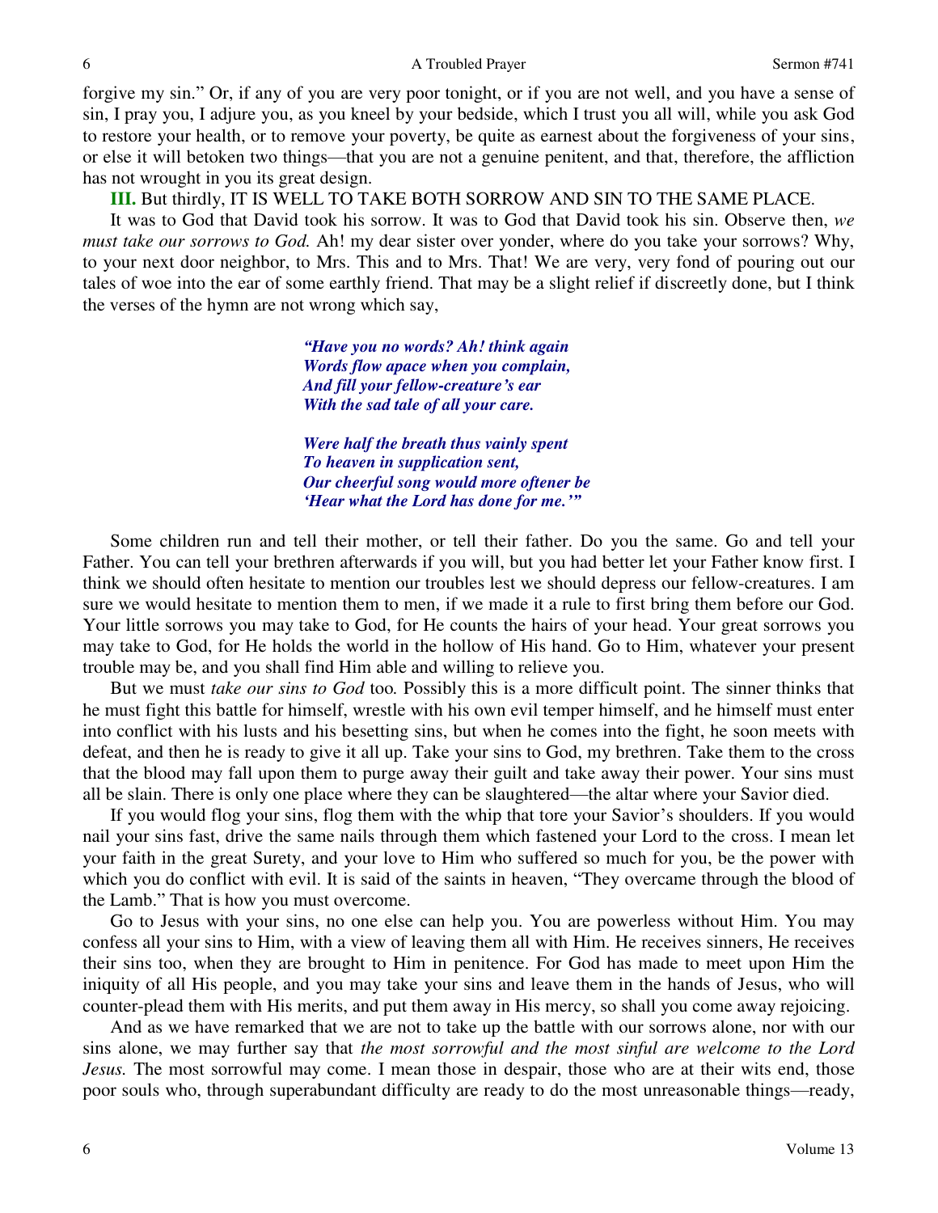forgive my sin." Or, if any of you are very poor tonight, or if you are not well, and you have a sense of sin, I pray you, I adjure you, as you kneel by your bedside, which I trust you all will, while you ask God to restore your health, or to remove your poverty, be quite as earnest about the forgiveness of your sins, or else it will betoken two things—that you are not a genuine penitent, and that, therefore, the affliction has not wrought in you its great design.

**III.** But thirdly, IT IS WELL TO TAKE BOTH SORROW AND SIN TO THE SAME PLACE.

It was to God that David took his sorrow. It was to God that David took his sin. Observe then, *we must take our sorrows to God.* Ah! my dear sister over yonder, where do you take your sorrows? Why, to your next door neighbor, to Mrs. This and to Mrs. That! We are very, very fond of pouring out our tales of woe into the ear of some earthly friend. That may be a slight relief if discreetly done, but I think the verses of the hymn are not wrong which say,

> ***"Have you no words? Ah! think again***
> ***Words flow apace when you complain,***
> ***And fill your fellow-creature's ear***
> ***With the sad tale of all your care.***
>
> ***Were half the breath thus vainly spent***
> ***To heaven in supplication sent,***
> ***Our cheerful song would more oftener be***
> ***'Hear what the Lord has done for me.'"***

Some children run and tell their mother, or tell their father. Do you the same. Go and tell your Father. You can tell your brethren afterwards if you will, but you had better let your Father know first. I think we should often hesitate to mention our troubles lest we should depress our fellow-creatures. I am sure we would hesitate to mention them to men, if we made it a rule to first bring them before our God. Your little sorrows you may take to God, for He counts the hairs of your head. Your great sorrows you may take to God, for He holds the world in the hollow of His hand. Go to Him, whatever your present trouble may be, and you shall find Him able and willing to relieve you.

But we must *take our sins to God* too*.* Possibly this is a more difficult point. The sinner thinks that he must fight this battle for himself, wrestle with his own evil temper himself, and he himself must enter into conflict with his lusts and his besetting sins, but when he comes into the fight, he soon meets with defeat, and then he is ready to give it all up. Take your sins to God, my brethren. Take them to the cross that the blood may fall upon them to purge away their guilt and take away their power. Your sins must all be slain. There is only one place where they can be slaughtered—the altar where your Savior died.

If you would flog your sins, flog them with the whip that tore your Savior's shoulders. If you would nail your sins fast, drive the same nails through them which fastened your Lord to the cross. I mean let your faith in the great Surety, and your love to Him who suffered so much for you, be the power with which you do conflict with evil. It is said of the saints in heaven, "They overcame through the blood of the Lamb." That is how you must overcome.

Go to Jesus with your sins, no one else can help you. You are powerless without Him. You may confess all your sins to Him, with a view of leaving them all with Him. He receives sinners, He receives their sins too, when they are brought to Him in penitence. For God has made to meet upon Him the iniquity of all His people, and you may take your sins and leave them in the hands of Jesus, who will counter-plead them with His merits, and put them away in His mercy, so shall you come away rejoicing.

And as we have remarked that we are not to take up the battle with our sorrows alone, nor with our sins alone, we may further say that *the most sorrowful and the most sinful are welcome to the Lord Jesus.* The most sorrowful may come. I mean those in despair, those who are at their wits end, those poor souls who, through superabundant difficulty are ready to do the most unreasonable things—ready,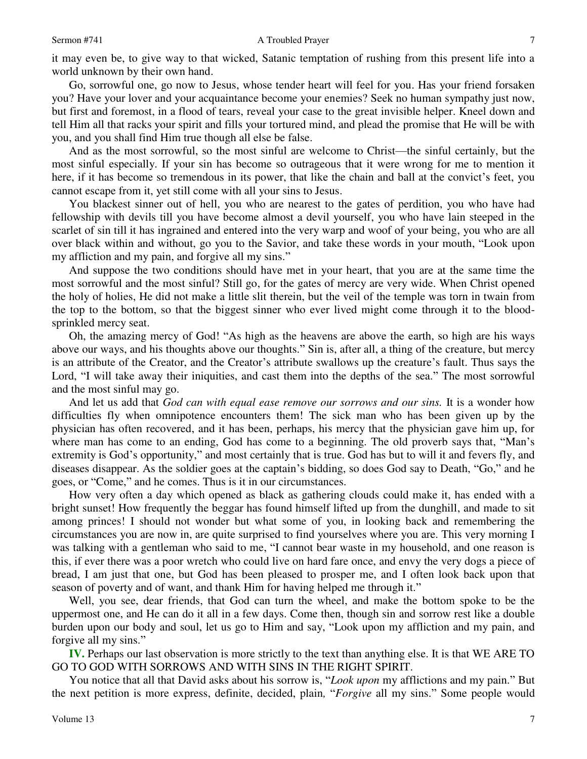it may even be, to give way to that wicked, Satanic temptation of rushing from this present life into a world unknown by their own hand.

Go, sorrowful one, go now to Jesus, whose tender heart will feel for you. Has your friend forsaken you? Have your lover and your acquaintance become your enemies? Seek no human sympathy just now, but first and foremost, in a flood of tears, reveal your case to the great invisible helper. Kneel down and tell Him all that racks your spirit and fills your tortured mind, and plead the promise that He will be with you, and you shall find Him true though all else be false.

And as the most sorrowful, so the most sinful are welcome to Christ—the sinful certainly, but the most sinful especially. If your sin has become so outrageous that it were wrong for me to mention it here, if it has become so tremendous in its power, that like the chain and ball at the convict's feet, you cannot escape from it, yet still come with all your sins to Jesus.

You blackest sinner out of hell, you who are nearest to the gates of perdition, you who have had fellowship with devils till you have become almost a devil yourself, you who have lain steeped in the scarlet of sin till it has ingrained and entered into the very warp and woof of your being, you who are all over black within and without, go you to the Savior, and take these words in your mouth, "Look upon my affliction and my pain, and forgive all my sins."

And suppose the two conditions should have met in your heart, that you are at the same time the most sorrowful and the most sinful? Still go, for the gates of mercy are very wide. When Christ opened the holy of holies, He did not make a little slit therein, but the veil of the temple was torn in twain from the top to the bottom, so that the biggest sinner who ever lived might come through it to the blood-sprinkled mercy seat.

Oh, the amazing mercy of God! "As high as the heavens are above the earth, so high are his ways above our ways, and his thoughts above our thoughts." Sin is, after all, a thing of the creature, but mercy is an attribute of the Creator, and the Creator's attribute swallows up the creature's fault. Thus says the Lord, "I will take away their iniquities, and cast them into the depths of the sea." The most sorrowful and the most sinful may go.

And let us add that *God can with equal ease remove our sorrows and our sins.* It is a wonder how difficulties fly when omnipotence encounters them! The sick man who has been given up by the physician has often recovered, and it has been, perhaps, his mercy that the physician gave him up, for where man has come to an ending, God has come to a beginning. The old proverb says that, "Man's extremity is God's opportunity," and most certainly that is true. God has but to will it and fevers fly, and diseases disappear. As the soldier goes at the captain's bidding, so does God say to Death, "Go," and he goes, or "Come," and he comes. Thus is it in our circumstances.

How very often a day which opened as black as gathering clouds could make it, has ended with a bright sunset! How frequently the beggar has found himself lifted up from the dunghill, and made to sit among princes! I should not wonder but what some of you, in looking back and remembering the circumstances you are now in, are quite surprised to find yourselves where you are. This very morning I was talking with a gentleman who said to me, "I cannot bear waste in my household, and one reason is this, if ever there was a poor wretch who could live on hard fare once, and envy the very dogs a piece of bread, I am just that one, but God has been pleased to prosper me, and I often look back upon that season of poverty and of want, and thank Him for having helped me through it."

Well, you see, dear friends, that God can turn the wheel, and make the bottom spoke to be the uppermost one, and He can do it all in a few days. Come then, though sin and sorrow rest like a double burden upon our body and soul, let us go to Him and say, "Look upon my affliction and my pain, and forgive all my sins."

**IV.** Perhaps our last observation is more strictly to the text than anything else. It is that WE ARE TO GO TO GOD WITH SORROWS AND WITH SINS IN THE RIGHT SPIRIT.

You notice that all that David asks about his sorrow is, "*Look upon* my afflictions and my pain." But the next petition is more express, definite, decided, plain, "*Forgive* all my sins." Some people would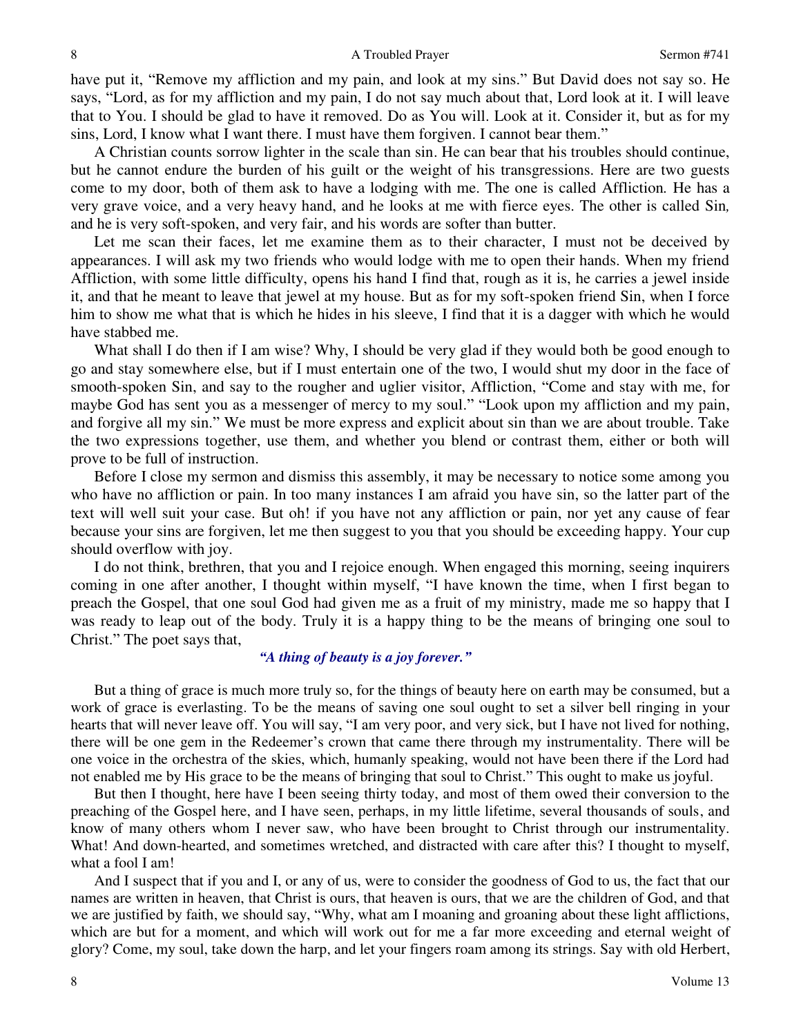have put it, "Remove my affliction and my pain, and look at my sins." But David does not say so. He says, "Lord, as for my affliction and my pain, I do not say much about that, Lord look at it. I will leave that to You. I should be glad to have it removed. Do as You will. Look at it. Consider it, but as for my sins, Lord, I know what I want there. I must have them forgiven. I cannot bear them."

A Christian counts sorrow lighter in the scale than sin. He can bear that his troubles should continue, but he cannot endure the burden of his guilt or the weight of his transgressions. Here are two guests come to my door, both of them ask to have a lodging with me. The one is called Affliction*.* He has a very grave voice, and a very heavy hand, and he looks at me with fierce eyes. The other is called Sin*,* and he is very soft-spoken, and very fair, and his words are softer than butter.

Let me scan their faces, let me examine them as to their character, I must not be deceived by appearances. I will ask my two friends who would lodge with me to open their hands. When my friend Affliction, with some little difficulty, opens his hand I find that, rough as it is, he carries a jewel inside it, and that he meant to leave that jewel at my house. But as for my soft-spoken friend Sin, when I force him to show me what that is which he hides in his sleeve, I find that it is a dagger with which he would have stabbed me.

What shall I do then if I am wise? Why, I should be very glad if they would both be good enough to go and stay somewhere else, but if I must entertain one of the two, I would shut my door in the face of smooth-spoken Sin, and say to the rougher and uglier visitor, Affliction, "Come and stay with me, for maybe God has sent you as a messenger of mercy to my soul." "Look upon my affliction and my pain, and forgive all my sin." We must be more express and explicit about sin than we are about trouble. Take the two expressions together, use them, and whether you blend or contrast them, either or both will prove to be full of instruction.

Before I close my sermon and dismiss this assembly, it may be necessary to notice some among you who have no affliction or pain. In too many instances I am afraid you have sin, so the latter part of the text will well suit your case. But oh! if you have not any affliction or pain, nor yet any cause of fear because your sins are forgiven, let me then suggest to you that you should be exceeding happy. Your cup should overflow with joy.

I do not think, brethren, that you and I rejoice enough. When engaged this morning, seeing inquirers coming in one after another, I thought within myself, "I have known the time, when I first began to preach the Gospel, that one soul God had given me as a fruit of my ministry, made me so happy that I was ready to leap out of the body. Truly it is a happy thing to be the means of bringing one soul to Christ." The poet says that,

*"A thing of beauty is a joy forever."*

But a thing of grace is much more truly so, for the things of beauty here on earth may be consumed, but a work of grace is everlasting. To be the means of saving one soul ought to set a silver bell ringing in your hearts that will never leave off. You will say, "I am very poor, and very sick, but I have not lived for nothing, there will be one gem in the Redeemer's crown that came there through my instrumentality. There will be one voice in the orchestra of the skies, which, humanly speaking, would not have been there if the Lord had not enabled me by His grace to be the means of bringing that soul to Christ." This ought to make us joyful.

But then I thought, here have I been seeing thirty today, and most of them owed their conversion to the preaching of the Gospel here, and I have seen, perhaps, in my little lifetime, several thousands of souls, and know of many others whom I never saw, who have been brought to Christ through our instrumentality. What! And down-hearted, and sometimes wretched, and distracted with care after this? I thought to myself, what a fool I am!

And I suspect that if you and I, or any of us, were to consider the goodness of God to us, the fact that our names are written in heaven, that Christ is ours, that heaven is ours, that we are the children of God, and that we are justified by faith, we should say, "Why, what am I moaning and groaning about these light afflictions, which are but for a moment, and which will work out for me a far more exceeding and eternal weight of glory? Come, my soul, take down the harp, and let your fingers roam among its strings. Say with old Herbert,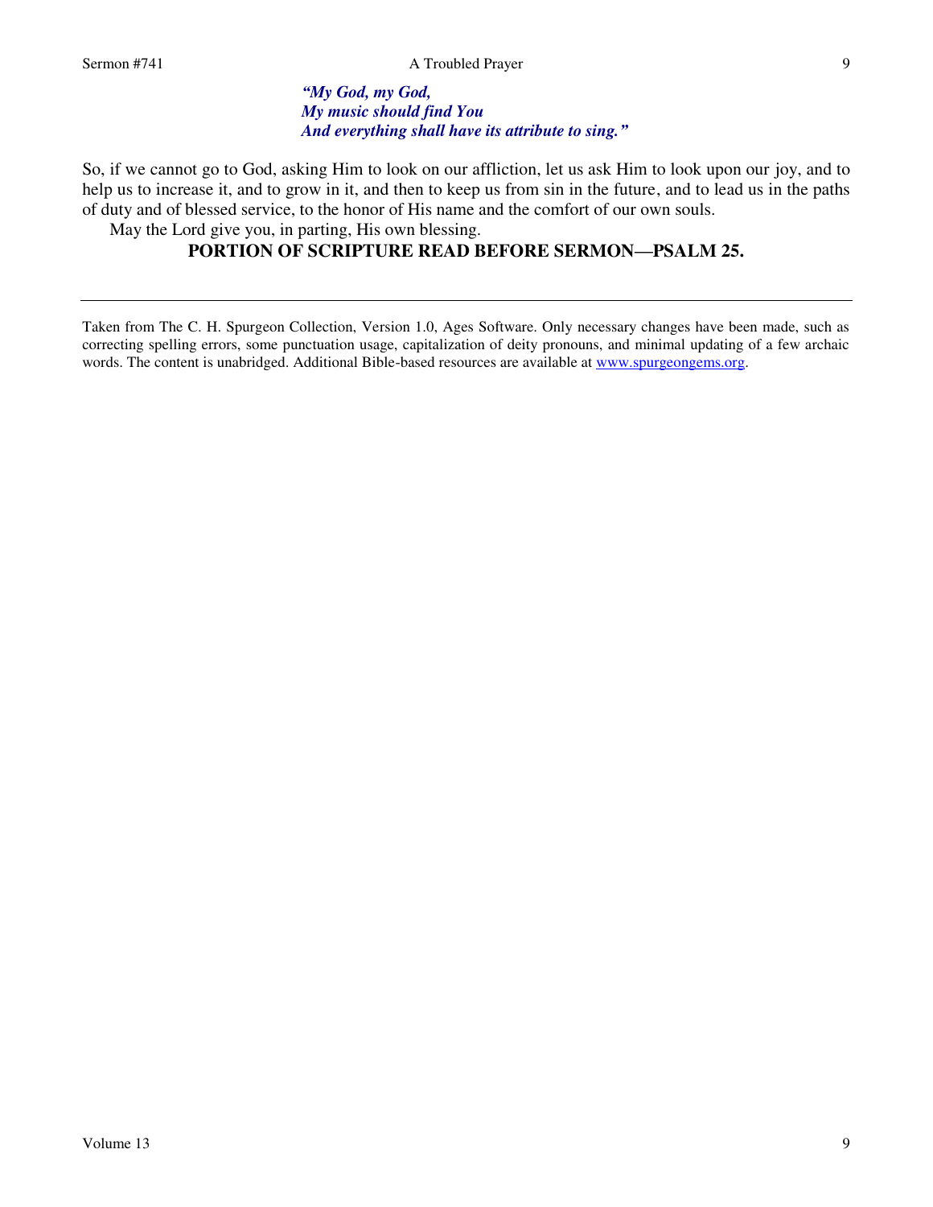*"My God, my God,*
*My music should find You*
*And everything shall have its attribute to sing."*

So, if we cannot go to God, asking Him to look on our affliction, let us ask Him to look upon our joy, and to help us to increase it, and to grow in it, and then to keep us from sin in the future, and to lead us in the paths of duty and of blessed service, to the honor of His name and the comfort of our own souls.

May the Lord give you, in parting, His own blessing.

## PORTION OF SCRIPTURE READ BEFORE SERMON—PSALM 25.

---

Taken from The C. H. Spurgeon Collection, Version 1.0, Ages Software. Only necessary changes have been made, such as correcting spelling errors, some punctuation usage, capitalization of deity pronouns, and minimal updating of a few archaic words. The content is unabridged. Additional Bible-based resources are available at www.spurgeongems.org.